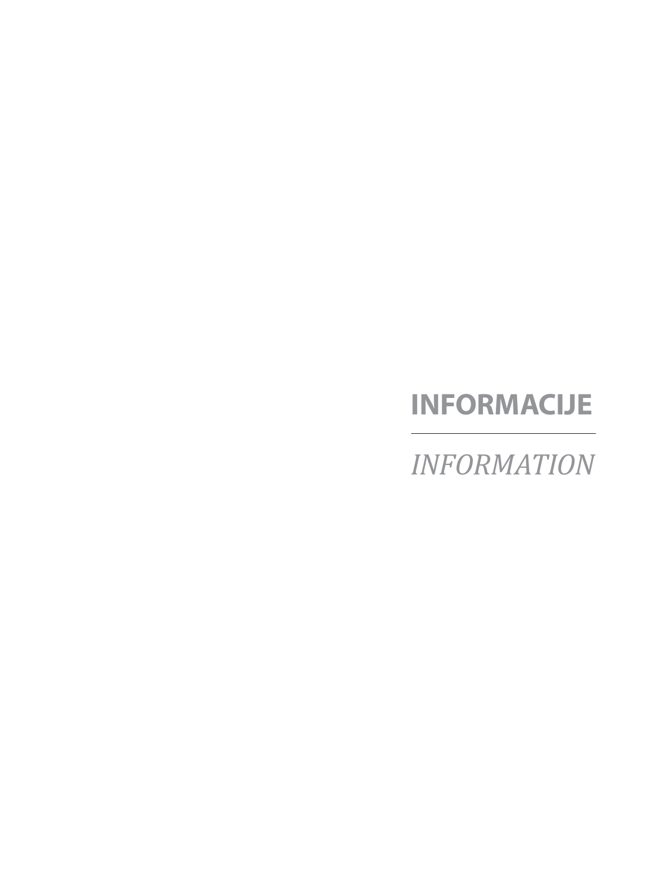# INFORMACIJE

---

*INFORMATION*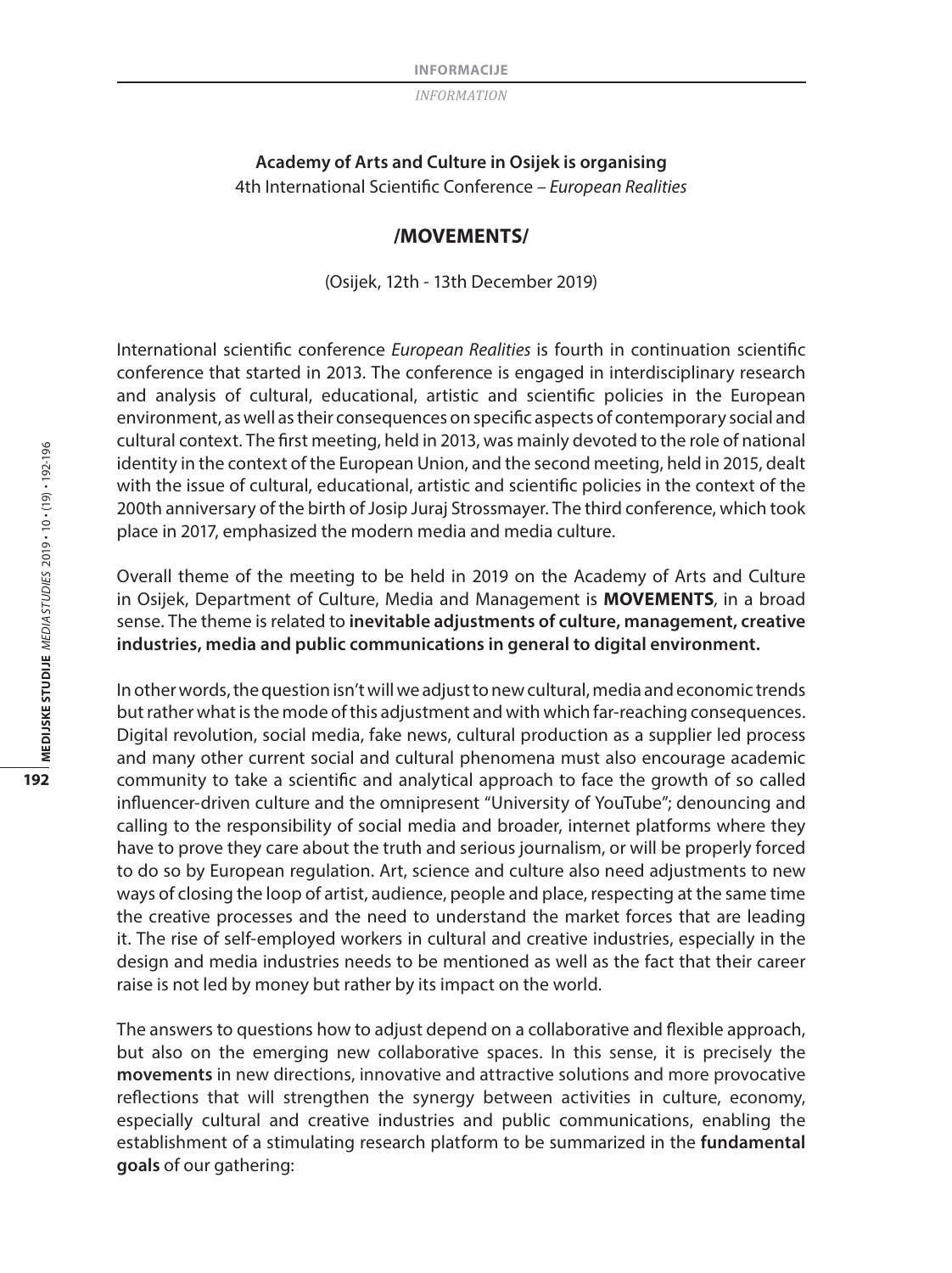**Academy of Arts and Culture in Osijek is organising**
4th International Scientific Conference – *European Realities*

## /MOVEMENTS/

(Osijek, 12th - 13th December 2019)

International scientific conference *European Realities* is fourth in continuation scientific conference that started in 2013. The conference is engaged in interdisciplinary research and analysis of cultural, educational, artistic and scientific policies in the European environment, as well as their consequences on specific aspects of contemporary social and cultural context. The first meeting, held in 2013, was mainly devoted to the role of national identity in the context of the European Union, and the second meeting, held in 2015, dealt with the issue of cultural, educational, artistic and scientific policies in the context of the 200th anniversary of the birth of Josip Juraj Strossmayer. The third conference, which took place in 2017, emphasized the modern media and media culture.

Overall theme of the meeting to be held in 2019 on the Academy of Arts and Culture in Osijek, Department of Culture, Media and Management is **MOVEMENTS***,* in a broad sense. The theme is related to **inevitable adjustments of culture, management, creative industries, media and public communications in general to digital environment.**

In other words, the question isn't will we adjust to new cultural, media and economic trends but rather what is the mode of this adjustment and with which far-reaching consequences. Digital revolution, social media, fake news, cultural production as a supplier led process and many other current social and cultural phenomena must also encourage academic community to take a scientific and analytical approach to face the growth of so called influencer-driven culture and the omnipresent "University of YouTube"; denouncing and calling to the responsibility of social media and broader, internet platforms where they have to prove they care about the truth and serious journalism, or will be properly forced to do so by European regulation. Art, science and culture also need adjustments to new ways of closing the loop of artist, audience, people and place, respecting at the same time the creative processes and the need to understand the market forces that are leading it. The rise of self-employed workers in cultural and creative industries, especially in the design and media industries needs to be mentioned as well as the fact that their career raise is not led by money but rather by its impact on the world.

The answers to questions how to adjust depend on a collaborative and flexible approach, but also on the emerging new collaborative spaces. In this sense, it is precisely the **movements** in new directions, innovative and attractive solutions and more provocative reflections that will strengthen the synergy between activities in culture, economy, especially cultural and creative industries and public communications, enabling the establishment of a stimulating research platform to be summarized in the **fundamental goals** of our gathering: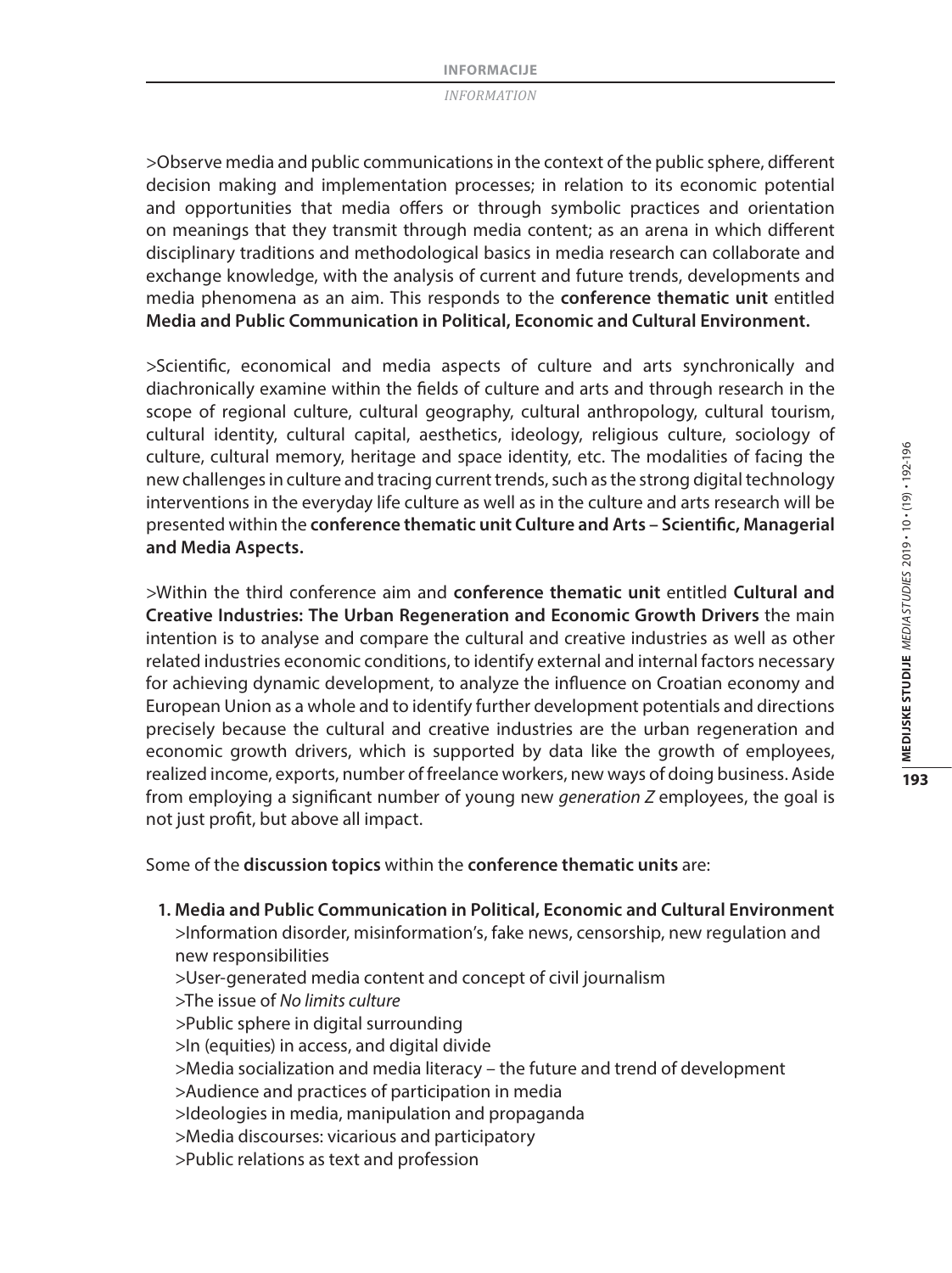>Observe media and public communications in the context of the public sphere, different decision making and implementation processes; in relation to its economic potential and opportunities that media offers or through symbolic practices and orientation on meanings that they transmit through media content; as an arena in which different disciplinary traditions and methodological basics in media research can collaborate and exchange knowledge, with the analysis of current and future trends, developments and media phenomena as an aim. This responds to the **conference thematic unit** entitled **Media and Public Communication in Political, Economic and Cultural Environment.**

>Scientific, economical and media aspects of culture and arts synchronically and diachronically examine within the fields of culture and arts and through research in the scope of regional culture, cultural geography, cultural anthropology, cultural tourism, cultural identity, cultural capital, aesthetics, ideology, religious culture, sociology of culture, cultural memory, heritage and space identity, etc. The modalities of facing the new challenges in culture and tracing current trends, such as the strong digital technology interventions in the everyday life culture as well as in the culture and arts research will be presented within the **conference thematic unit Culture and Arts – Scientific, Managerial and Media Aspects.**

>Within the third conference aim and **conference thematic unit** entitled **Cultural and Creative Industries: The Urban Regeneration and Economic Growth Drivers** the main intention is to analyse and compare the cultural and creative industries as well as other related industries economic conditions, to identify external and internal factors necessary for achieving dynamic development, to analyze the influence on Croatian economy and European Union as a whole and to identify further development potentials and directions precisely because the cultural and creative industries are the urban regeneration and economic growth drivers, which is supported by data like the growth of employees, realized income, exports, number of freelance workers, new ways of doing business. Aside from employing a significant number of young new *generation Z* employees, the goal is not just profit, but above all impact.

Some of the **discussion topics** within the **conference thematic units** are:

1. **Media and Public Communication in Political, Economic and Cultural Environment**
   >Information disorder, misinformation's, fake news, censorship, new regulation and new responsibilities
   >User-generated media content and concept of civil journalism
   >The issue of *No limits culture*
   >Public sphere in digital surrounding
   >In (equities) in access, and digital divide
   >Media socialization and media literacy – the future and trend of development
   >Audience and practices of participation in media
   >Ideologies in media, manipulation and propaganda
   >Media discourses: vicarious and participatory
   >Public relations as text and profession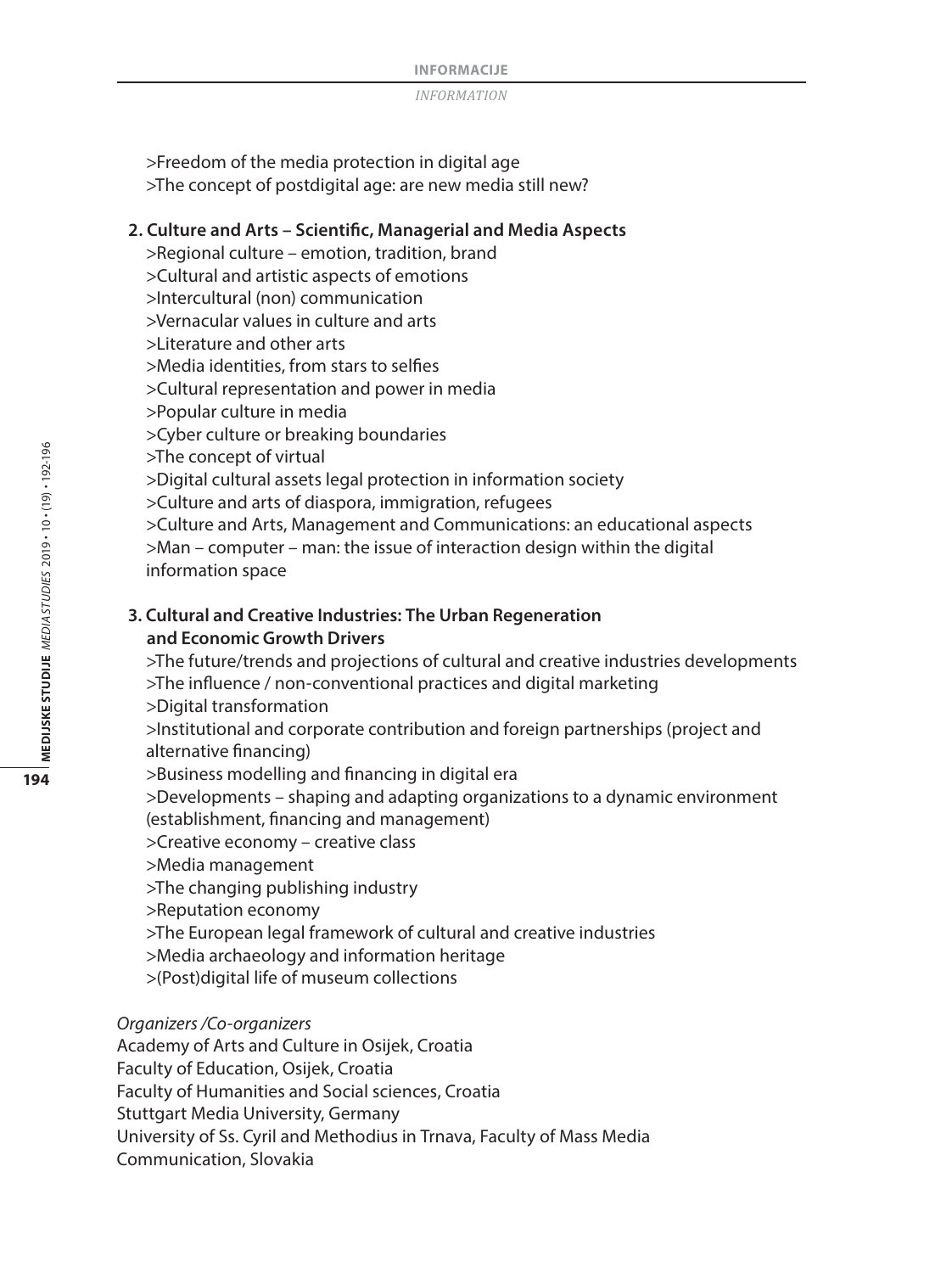>Freedom of the media protection in digital age
>The concept of postdigital age: are new media still new?

**2. Culture and Arts – Scientific, Managerial and Media Aspects**

>Regional culture – emotion, tradition, brand
>Cultural and artistic aspects of emotions
>Intercultural (non) communication
>Vernacular values in culture and arts
>Literature and other arts
>Media identities, from stars to selfies
>Cultural representation and power in media
>Popular culture in media
>Cyber culture or breaking boundaries
>The concept of virtual
>Digital cultural assets legal protection in information society
>Culture and arts of diaspora, immigration, refugees
>Culture and Arts, Management and Communications: an educational aspects
>Man – computer – man: the issue of interaction design within the digital information space

**3. Cultural and Creative Industries: The Urban Regeneration and Economic Growth Drivers**

>The future/trends and projections of cultural and creative industries developments
>The influence / non-conventional practices and digital marketing
>Digital transformation
>Institutional and corporate contribution and foreign partnerships (project and alternative financing)
>Business modelling and financing in digital era
>Developments – shaping and adapting organizations to a dynamic environment (establishment, financing and management)
>Creative economy – creative class
>Media management
>The changing publishing industry
>Reputation economy
>The European legal framework of cultural and creative industries
>Media archaeology and information heritage
>(Post)digital life of museum collections

*Organizers /Co-organizers*

Academy of Arts and Culture in Osijek, Croatia
Faculty of Education, Osijek, Croatia
Faculty of Humanities and Social sciences, Croatia
Stuttgart Media University, Germany
University of Ss. Cyril and Methodius in Trnava, Faculty of Mass Media Communication, Slovakia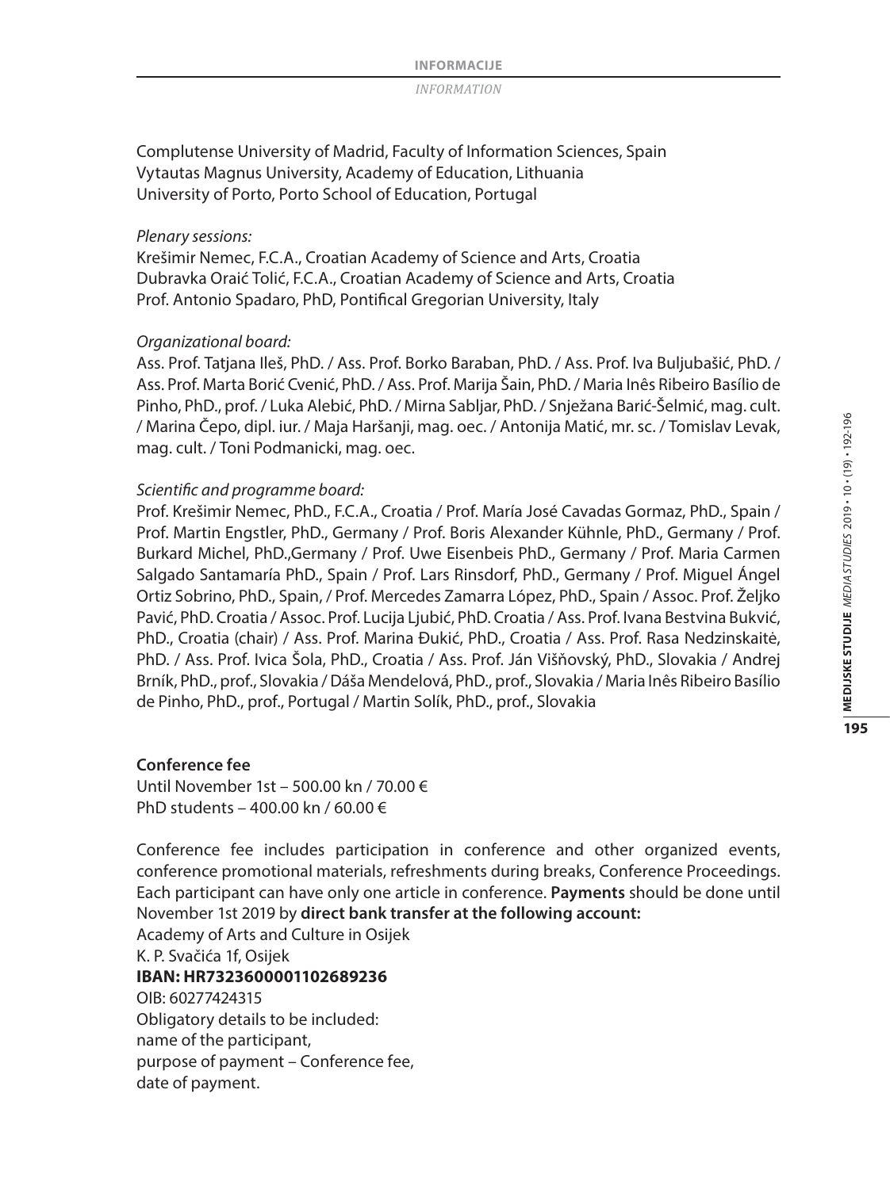Complutense University of Madrid, Faculty of Information Sciences, Spain
Vytautas Magnus University, Academy of Education, Lithuania
University of Porto, Porto School of Education, Portugal

*Plenary sessions:*
Krešimir Nemec, F.C.A., Croatian Academy of Science and Arts, Croatia
Dubravka Oraić Tolić, F.C.A., Croatian Academy of Science and Arts, Croatia
Prof. Antonio Spadaro, PhD, Pontifical Gregorian University, Italy

*Organizational board:*
Ass. Prof. Tatjana Ileš, PhD. / Ass. Prof. Borko Baraban, PhD. / Ass. Prof. Iva Buljubašić, PhD. / Ass. Prof. Marta Borić Cvenić, PhD. / Ass. Prof. Marija Šain, PhD. / Maria Inês Ribeiro Basílio de Pinho, PhD., prof. / Luka Alebić, PhD. / Mirna Sabljar, PhD. / Snježana Barić-Šelmić, mag. cult. / Marina Čepo, dipl. iur. / Maja Haršanji, mag. oec. / Antonija Matić, mr. sc. / Tomislav Levak, mag. cult. / Toni Podmanicki, mag. oec.

*Scientific and programme board:*
Prof. Krešimir Nemec, PhD., F.C.A., Croatia / Prof. María José Cavadas Gormaz, PhD., Spain / Prof. Martin Engstler, PhD., Germany / Prof. Boris Alexander Kühnle, PhD., Germany / Prof. Burkard Michel, PhD.,Germany / Prof. Uwe Eisenbeis PhD., Germany / Prof. Maria Carmen Salgado Santamaría PhD., Spain / Prof. Lars Rinsdorf, PhD., Germany / Prof. Miguel Ángel Ortiz Sobrino, PhD., Spain, / Prof. Mercedes Zamarra López, PhD., Spain / Assoc. Prof. Željko Pavić, PhD. Croatia / Assoc. Prof. Lucija Ljubić, PhD. Croatia / Ass. Prof. Ivana Bestvina Bukvić, PhD., Croatia (chair) / Ass. Prof. Marina Đukić, PhD., Croatia / Ass. Prof. Rasa Nedzinskaitė, PhD. / Ass. Prof. Ivica Šola, PhD., Croatia / Ass. Prof. Ján Višňovský, PhD., Slovakia / Andrej Brník, PhD., prof., Slovakia / Dáša Mendelová, PhD., prof., Slovakia / Maria Inês Ribeiro Basílio de Pinho, PhD., prof., Portugal / Martin Solík, PhD., prof., Slovakia

**Conference fee**
Until November 1st – 500.00 kn / 70.00 €
PhD students – 400.00 kn / 60.00 €

Conference fee includes participation in conference and other organized events, conference promotional materials, refreshments during breaks, Conference Proceedings. Each participant can have only one article in conference. **Payments** should be done until November 1st 2019 by **direct bank transfer at the following account:**
Academy of Arts and Culture in Osijek
K. P. Svačića 1f, Osijek
**IBAN: HR7323600001102689236**
OIB: 60277424315
Obligatory details to be included:
name of the participant,
purpose of payment – Conference fee,
date of payment.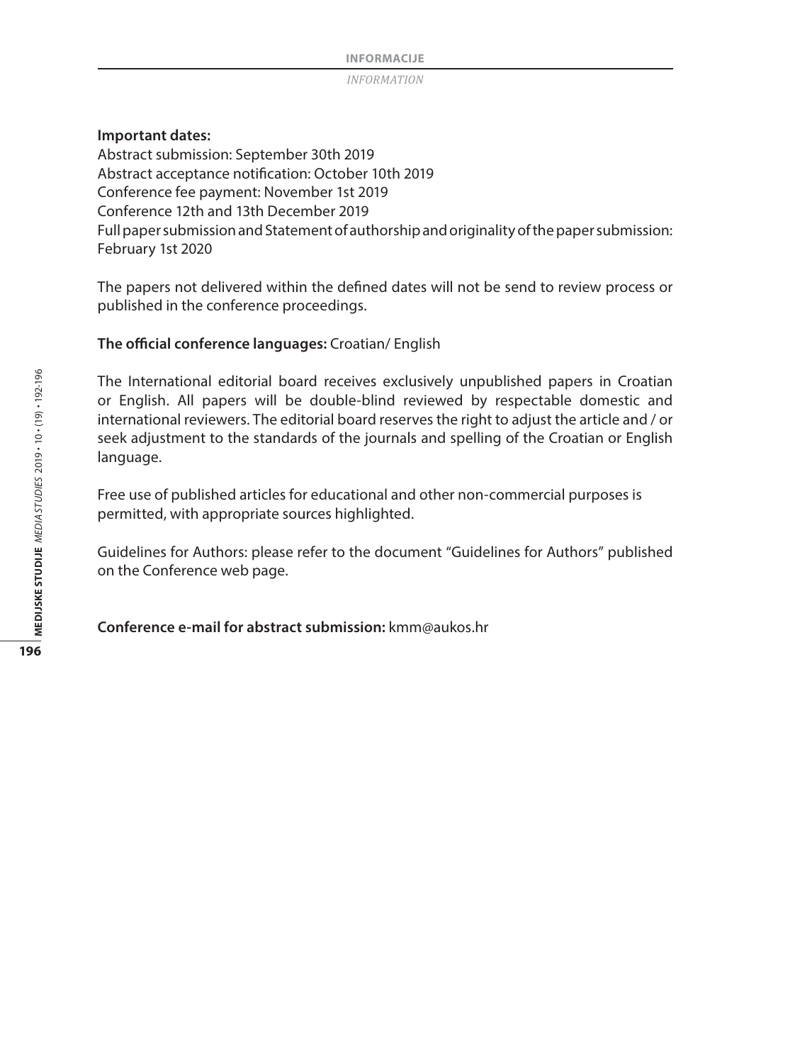**Important dates:**

Abstract submission: September 30th 2019
Abstract acceptance notification: October 10th 2019
Conference fee payment: November 1st 2019
Conference 12th and 13th December 2019
Full paper submission and Statement of authorship and originality of the paper submission: February 1st 2020

The papers not delivered within the defined dates will not be send to review process or published in the conference proceedings.

**The official conference languages:** Croatian/ English

The International editorial board receives exclusively unpublished papers in Croatian or English. All papers will be double-blind reviewed by respectable domestic and international reviewers. The editorial board reserves the right to adjust the article and / or seek adjustment to the standards of the journals and spelling of the Croatian or English language.

Free use of published articles for educational and other non-commercial purposes is permitted, with appropriate sources highlighted.

Guidelines for Authors: please refer to the document "Guidelines for Authors" published on the Conference web page.

**Conference e-mail for abstract submission:** kmm@aukos.hr